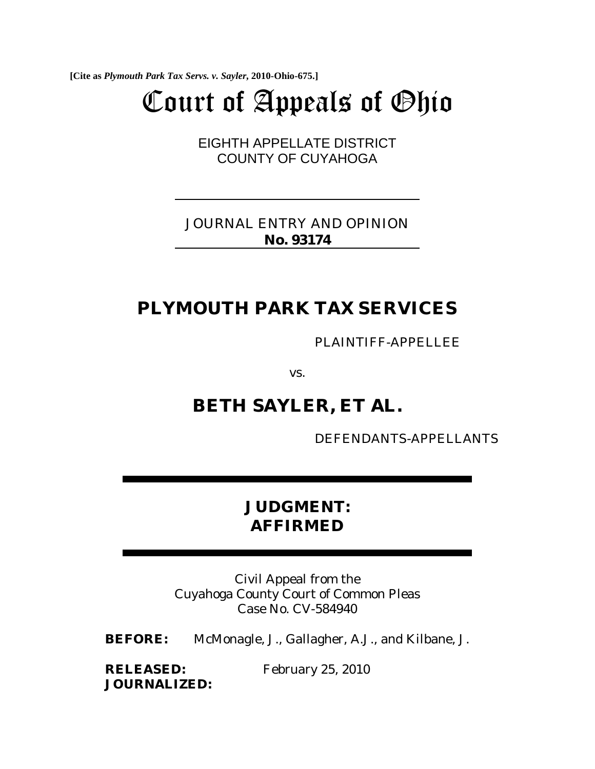[Cite as *Plymouth Park Tax Servs. v. Sayler*, 2010-Ohio-675.]

# Court of Appeals of Ohio

EIGHTH APPELLATE DISTRICT
COUNTY OF CUYAHOGA

JOURNAL ENTRY AND OPINION
**No. 93174**

## PLYMOUTH PARK TAX SERVICES

PLAINTIFF-APPELLEE

vs.

## BETH SAYLER, ET AL.

DEFENDANTS-APPELLANTS

**JUDGMENT:**
**AFFIRMED**

Civil Appeal from the
Cuyahoga County Court of Common Pleas
Case No. CV-584940

**BEFORE:** McMonagle, J., Gallagher, A.J., and Kilbane, J.

**RELEASED:** February 25, 2010

**JOURNALIZED:**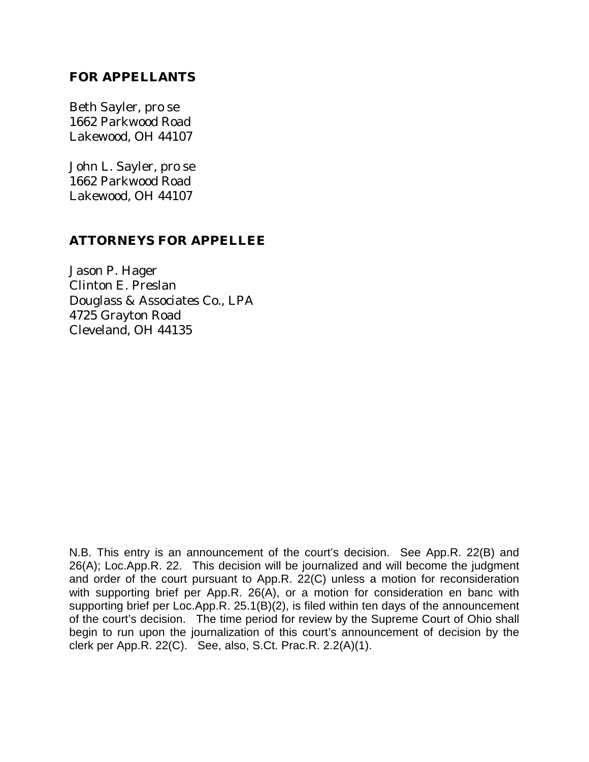**FOR APPELLANTS**

Beth Sayler, pro se  
1662 Parkwood Road  
Lakewood, OH 44107

John L. Sayler, pro se  
1662 Parkwood Road  
Lakewood, OH 44107

**ATTORNEYS FOR APPELLEE**

Jason P. Hager  
Clinton E. Preslan  
Douglass & Associates Co., LPA  
4725 Grayton Road  
Cleveland, OH 44135

N.B. This entry is an announcement of the court's decision. See App.R. 22(B) and 26(A); Loc.App.R. 22. This decision will be journalized and will become the judgment and order of the court pursuant to App.R. 22(C) unless a motion for reconsideration with supporting brief per App.R. 26(A), or a motion for consideration en banc with supporting brief per Loc.App.R. 25.1(B)(2), is filed within ten days of the announcement of the court's decision. The time period for review by the Supreme Court of Ohio shall begin to run upon the journalization of this court's announcement of decision by the clerk per App.R. 22(C). See, also, S.Ct. Prac.R. 2.2(A)(1).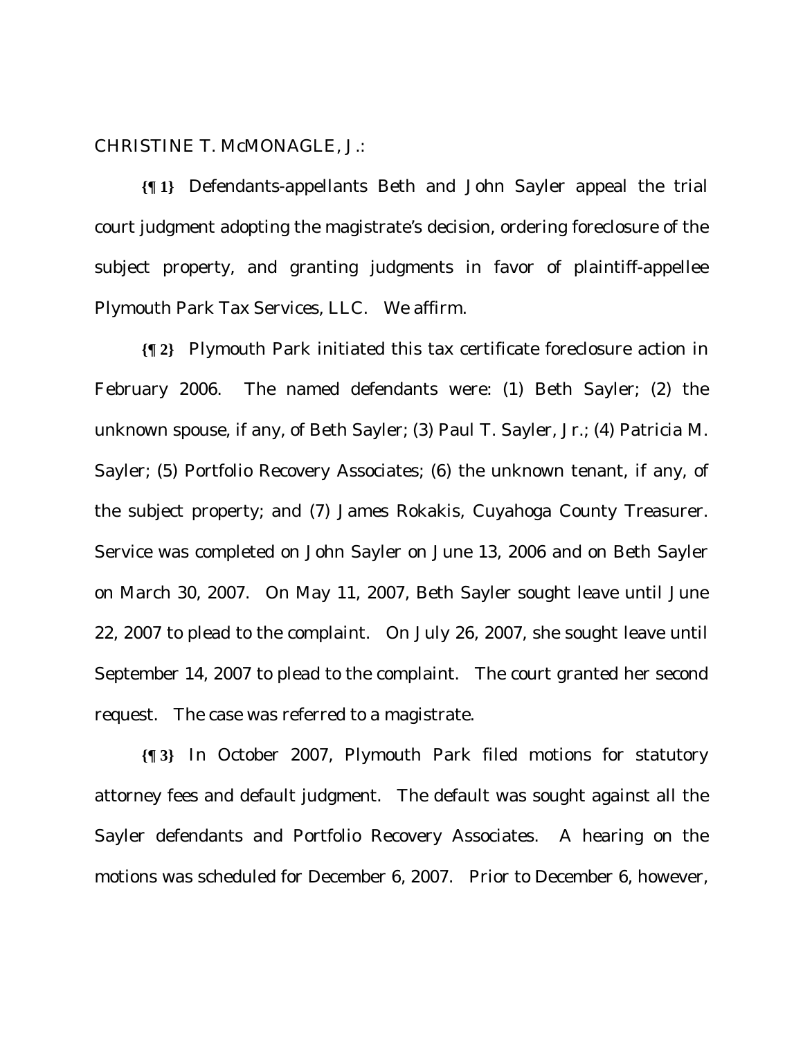CHRISTINE T. McMONAGLE, J.:

**{¶ 1}** Defendants-appellants Beth and John Sayler appeal the trial court judgment adopting the magistrate's decision, ordering foreclosure of the subject property, and granting judgments in favor of plaintiff-appellee Plymouth Park Tax Services, LLC. We affirm.

**{¶ 2}** Plymouth Park initiated this tax certificate foreclosure action in February 2006. The named defendants were: (1) Beth Sayler; (2) the unknown spouse, if any, of Beth Sayler; (3) Paul T. Sayler, Jr.; (4) Patricia M. Sayler; (5) Portfolio Recovery Associates; (6) the unknown tenant, if any, of the subject property; and (7) James Rokakis, Cuyahoga County Treasurer. Service was completed on John Sayler on June 13, 2006 and on Beth Sayler on March 30, 2007. On May 11, 2007, Beth Sayler sought leave until June 22, 2007 to plead to the complaint. On July 26, 2007, she sought leave until September 14, 2007 to plead to the complaint. The court granted her second request. The case was referred to a magistrate.

**{¶ 3}** In October 2007, Plymouth Park filed motions for statutory attorney fees and default judgment. The default was sought against all the Sayler defendants and Portfolio Recovery Associates. A hearing on the motions was scheduled for December 6, 2007. Prior to December 6, however,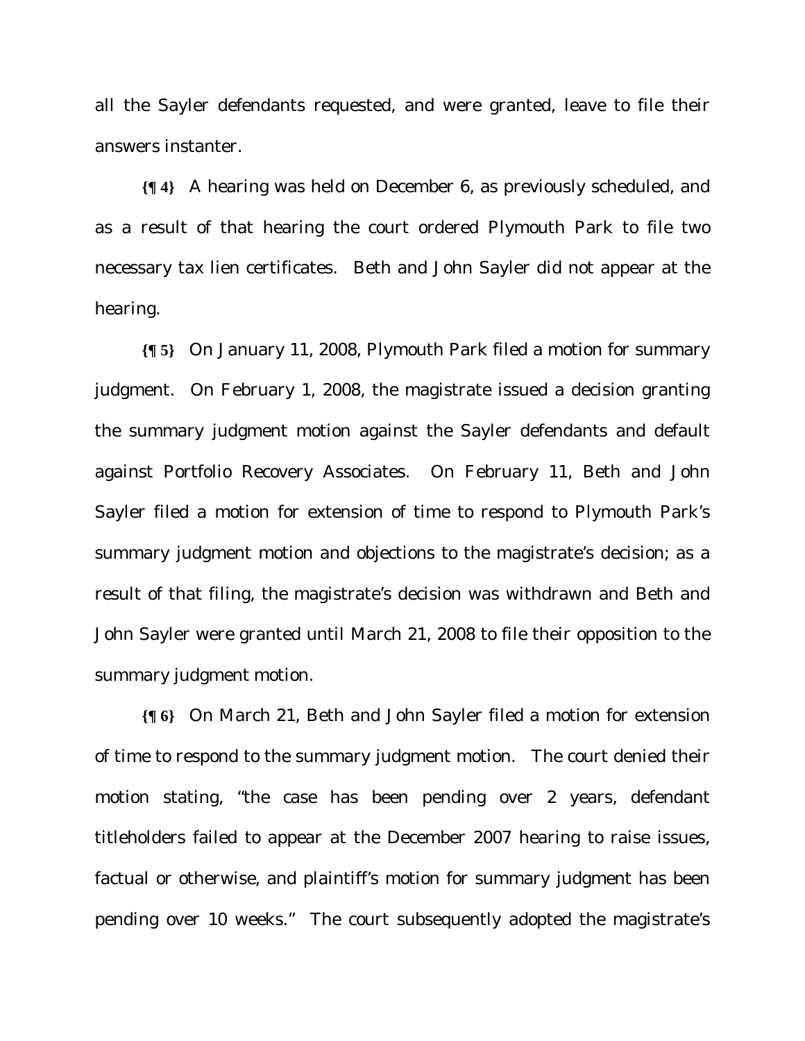all the Sayler defendants requested, and were granted, leave to file their answers instanter.

**{¶ 4}** A hearing was held on December 6, as previously scheduled, and as a result of that hearing the court ordered Plymouth Park to file two necessary tax lien certificates. Beth and John Sayler did not appear at the hearing.

**{¶ 5}** On January 11, 2008, Plymouth Park filed a motion for summary judgment. On February 1, 2008, the magistrate issued a decision granting the summary judgment motion against the Sayler defendants and default against Portfolio Recovery Associates. On February 11, Beth and John Sayler filed a motion for extension of time to respond to Plymouth Park's summary judgment motion and objections to the magistrate's decision; as a result of that filing, the magistrate's decision was withdrawn and Beth and John Sayler were granted until March 21, 2008 to file their opposition to the summary judgment motion.

**{¶ 6}** On March 21, Beth and John Sayler filed a motion for extension of time to respond to the summary judgment motion. The court denied their motion stating, "the case has been pending over 2 years, defendant titleholders failed to appear at the December 2007 hearing to raise issues, factual or otherwise, and plaintiff's motion for summary judgment has been pending over 10 weeks." The court subsequently adopted the magistrate's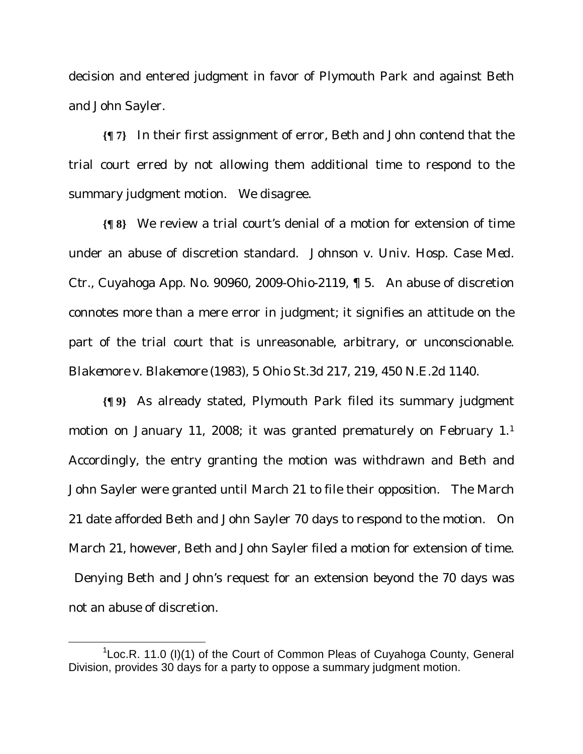decision and entered judgment in favor of Plymouth Park and against Beth and John Sayler.

**{¶ 7}** In their first assignment of error, Beth and John contend that the trial court erred by not allowing them additional time to respond to the summary judgment motion. We disagree.

**{¶ 8}** We review a trial court's denial of a motion for extension of time under an abuse of discretion standard. *Johnson v. Univ. Hosp. Case Med. Ctr.*, Cuyahoga App. No. 90960, 2009-Ohio-2119, ¶ 5. An abuse of discretion connotes more than a mere error in judgment; it signifies an attitude on the part of the trial court that is unreasonable, arbitrary, or unconscionable. *Blakemore v. Blakemore* (1983), 5 Ohio St.3d 217, 219, 450 N.E.2d 1140.

**{¶ 9}** As already stated, Plymouth Park filed its summary judgment motion on January 11, 2008; it was granted prematurely on February 1.[1] Accordingly, the entry granting the motion was withdrawn and Beth and John Sayler were granted until March 21 to file their opposition. The March 21 date afforded Beth and John Sayler 70 days to respond to the motion. On March 21, however, Beth and John Sayler filed a motion for extension of time. Denying Beth and John's request for an extension beyond the 70 days was not an abuse of discretion.

---

[1] Loc.R. 11.0 (I)(1) of the Court of Common Pleas of Cuyahoga County, General Division, provides 30 days for a party to oppose a summary judgment motion.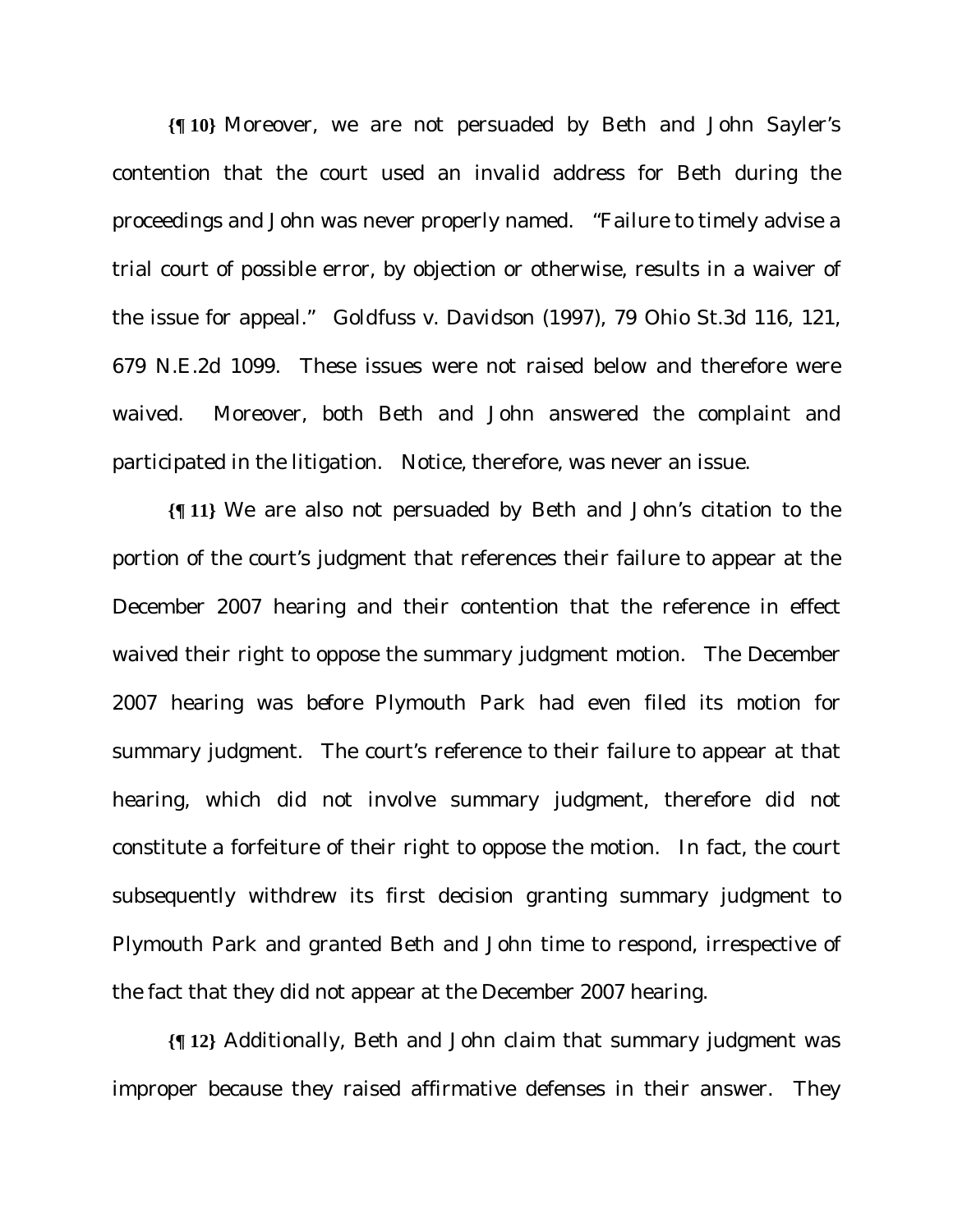**{¶ 10}** Moreover, we are not persuaded by Beth and John Sayler's contention that the court used an invalid address for Beth during the proceedings and John was never properly named. "Failure to timely advise a trial court of possible error, by objection or otherwise, results in a waiver of the issue for appeal." Goldfuss v. Davidson (1997), 79 Ohio St.3d 116, 121, 679 N.E.2d 1099. These issues were not raised below and therefore were waived. Moreover, both Beth and John answered the complaint and participated in the litigation. Notice, therefore, was never an issue.

**{¶ 11}** We are also not persuaded by Beth and John's citation to the portion of the court's judgment that references their failure to appear at the December 2007 hearing and their contention that the reference in effect waived their right to oppose the summary judgment motion. The December 2007 hearing was before Plymouth Park had even filed its motion for summary judgment. The court's reference to their failure to appear at that hearing, which did not involve summary judgment, therefore did not constitute a forfeiture of their right to oppose the motion. In fact, the court subsequently withdrew its first decision granting summary judgment to Plymouth Park and granted Beth and John time to respond, irrespective of the fact that they did not appear at the December 2007 hearing.

**{¶ 12}** Additionally, Beth and John claim that summary judgment was improper because they raised affirmative defenses in their answer. They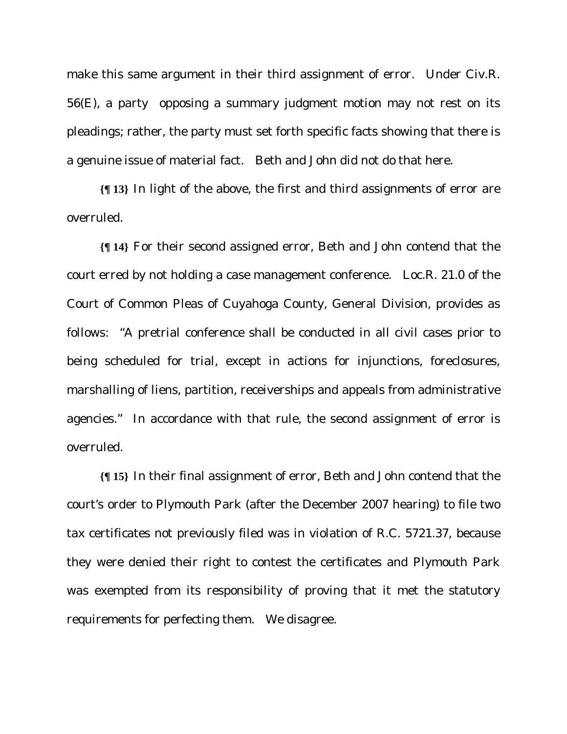make this same argument in their third assignment of error. Under Civ.R. 56(E), a party opposing a summary judgment motion may not rest on its pleadings; rather, the party must set forth specific facts showing that there is a genuine issue of material fact. Beth and John did not do that here.

**{¶ 13}** In light of the above, the first and third assignments of error are overruled.

**{¶ 14}** For their second assigned error, Beth and John contend that the court erred by not holding a case management conference. Loc.R. 21.0 of the Court of Common Pleas of Cuyahoga County, General Division, provides as follows: "A pretrial conference shall be conducted in all civil cases prior to being scheduled for trial, except in actions for injunctions, foreclosures, marshalling of liens, partition, receiverships and appeals from administrative agencies." In accordance with that rule, the second assignment of error is overruled.

**{¶ 15}** In their final assignment of error, Beth and John contend that the court's order to Plymouth Park (after the December 2007 hearing) to file two tax certificates not previously filed was in violation of R.C. 5721.37, because they were denied their right to contest the certificates and Plymouth Park was exempted from its responsibility of proving that it met the statutory requirements for perfecting them. We disagree.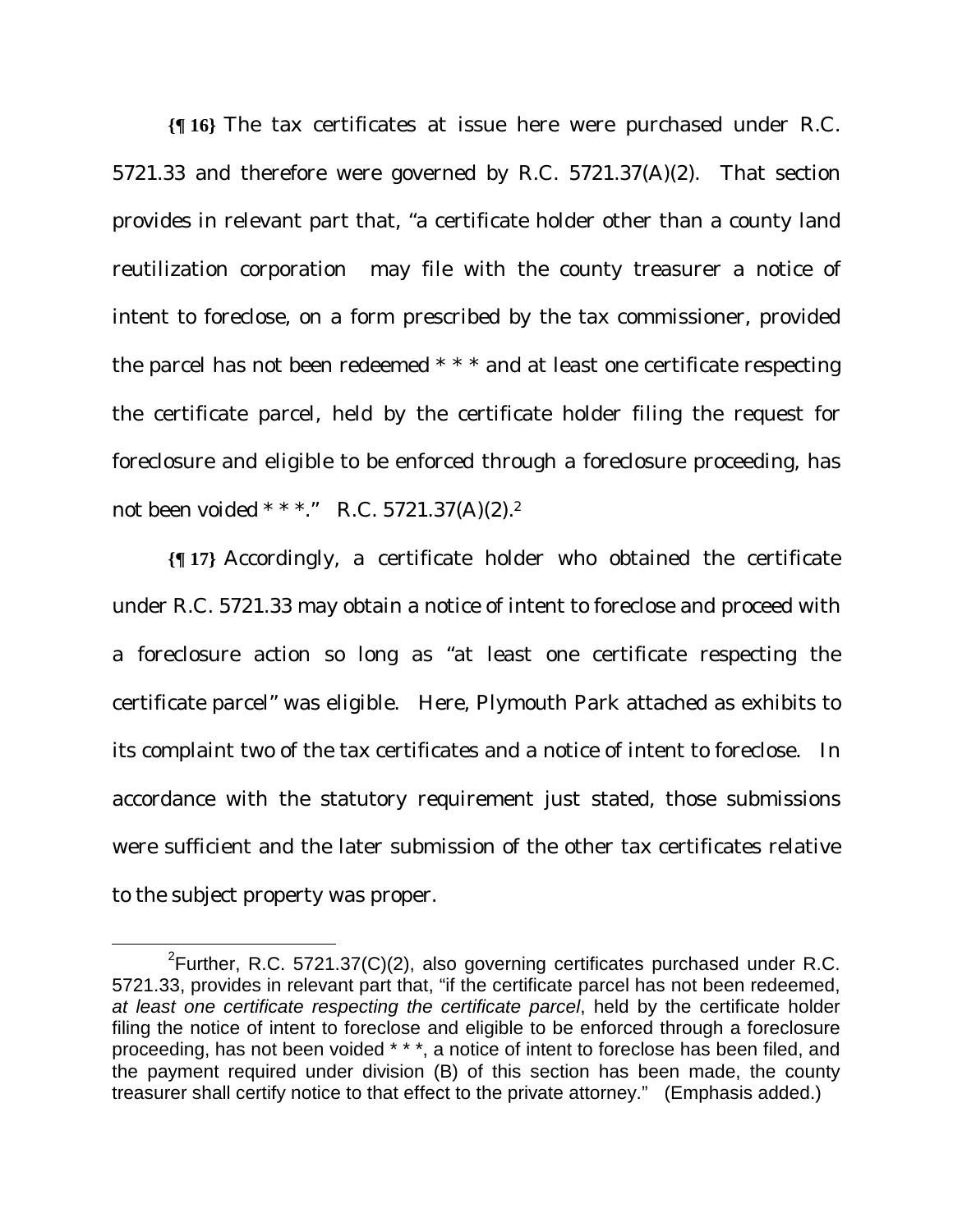**{¶ 16}** The tax certificates at issue here were purchased under R.C. 5721.33 and therefore were governed by R.C. 5721.37(A)(2). That section provides in relevant part that, "a certificate holder other than a county land reutilization corporation may file with the county treasurer a notice of intent to foreclose, on a form prescribed by the tax commissioner, provided the parcel has not been redeemed * * * and at least one certificate respecting the certificate parcel, held by the certificate holder filing the request for foreclosure and eligible to be enforced through a foreclosure proceeding, has not been voided * * *." R.C. 5721.37(A)(2).[2]

**{¶ 17}** Accordingly, a certificate holder who obtained the certificate under R.C. 5721.33 may obtain a notice of intent to foreclose and proceed with a foreclosure action so long as "at least one certificate respecting the certificate parcel" was eligible. Here, Plymouth Park attached as exhibits to its complaint two of the tax certificates and a notice of intent to foreclose. In accordance with the statutory requirement just stated, those submissions were sufficient and the later submission of the other tax certificates relative to the subject property was proper.

---

[2]Further, R.C. 5721.37(C)(2), also governing certificates purchased under R.C. 5721.33, provides in relevant part that, "if the certificate parcel has not been redeemed, *at least one certificate respecting the certificate parcel*, held by the certificate holder filing the notice of intent to foreclose and eligible to be enforced through a foreclosure proceeding, has not been voided * * *, a notice of intent to foreclose has been filed, and the payment required under division (B) of this section has been made, the county treasurer shall certify notice to that effect to the private attorney." (Emphasis added.)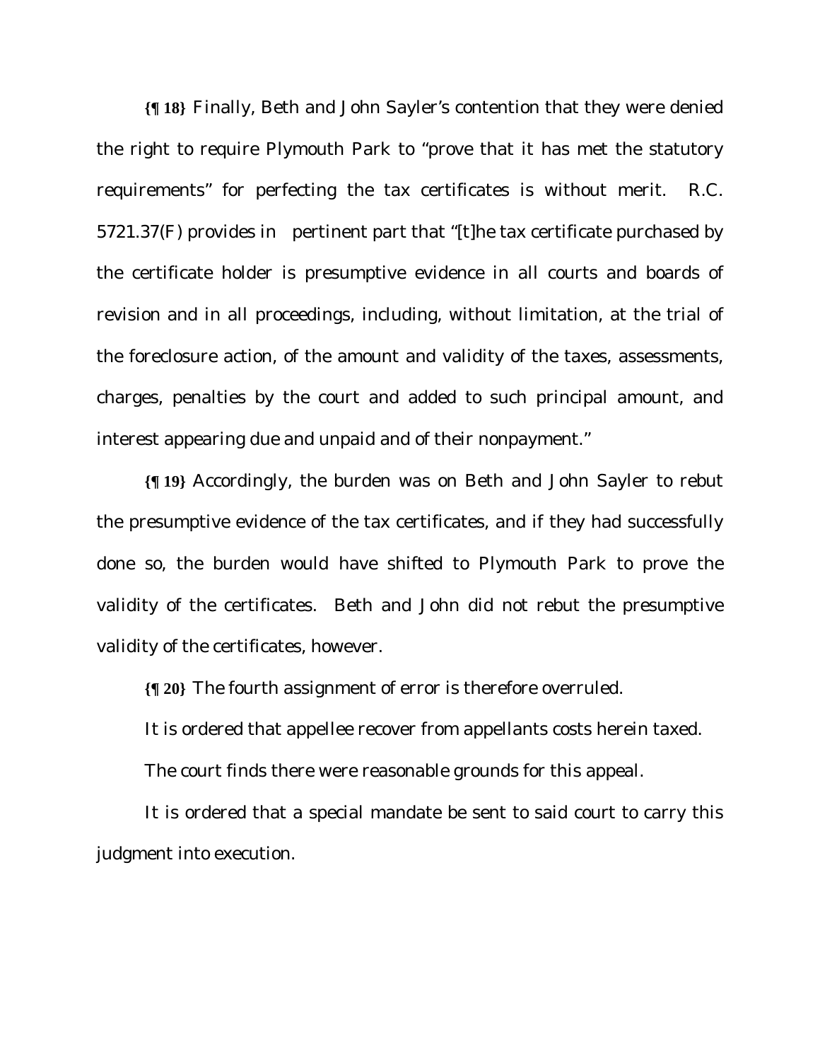**{¶ 18}** Finally, Beth and John Sayler's contention that they were denied the right to require Plymouth Park to "prove that it has met the statutory requirements" for perfecting the tax certificates is without merit. R.C. 5721.37(F) provides in pertinent part that "[t]he tax certificate purchased by the certificate holder is presumptive evidence in all courts and boards of revision and in all proceedings, including, without limitation, at the trial of the foreclosure action, of the amount and validity of the taxes, assessments, charges, penalties by the court and added to such principal amount, and interest appearing due and unpaid and of their nonpayment."

**{¶ 19}** Accordingly, the burden was on Beth and John Sayler to rebut the presumptive evidence of the tax certificates, and if they had successfully done so, the burden would have shifted to Plymouth Park to prove the validity of the certificates. Beth and John did not rebut the presumptive validity of the certificates, however.

**{¶ 20}** The fourth assignment of error is therefore overruled.

It is ordered that appellee recover from appellants costs herein taxed.

The court finds there were reasonable grounds for this appeal.

It is ordered that a special mandate be sent to said court to carry this judgment into execution.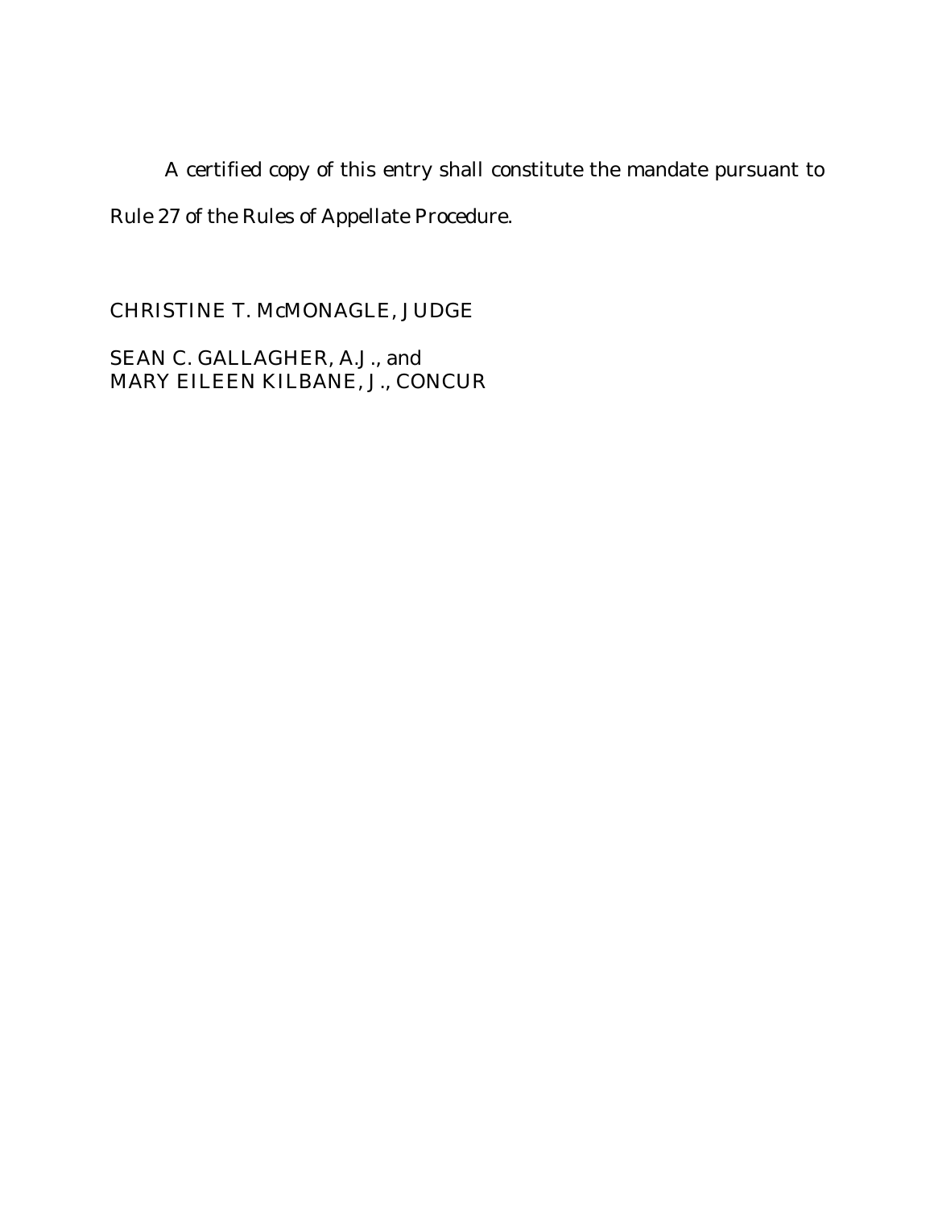A certified copy of this entry shall constitute the mandate pursuant to Rule 27 of the Rules of Appellate Procedure.

CHRISTINE T. McMONAGLE, JUDGE

SEAN C. GALLAGHER, A.J., and
MARY EILEEN KILBANE, J., CONCUR